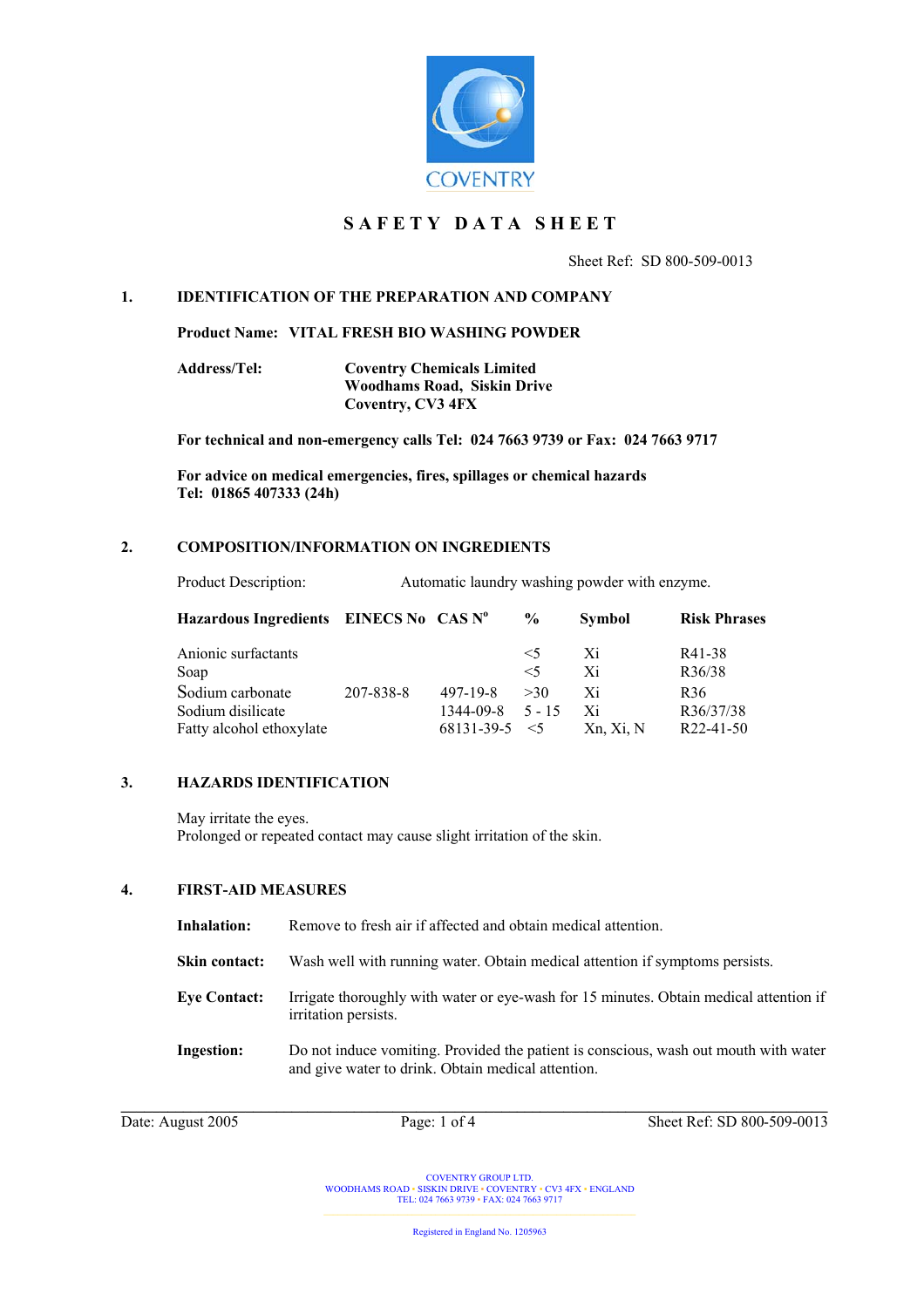COVENTRY

# SAFETY DATA SHEET

Sheet Ref: SD 800-509-0013

## 1. IDENTIFICATION OF THE PREPARATION AND COMPANY

**Product Name: VITAL FRESH BIO WASHING POWDER**

**Address/Tel:** **Coventry Chemicals Limited**
**Woodhams Road, Siskin Drive**
**Coventry, CV3 4FX**

**For technical and non-emergency calls Tel: 024 7663 9739 or Fax: 024 7663 9717**

**For advice on medical emergencies, fires, spillages or chemical hazards**
**Tel: 01865 407333 (24h)**

## 2. COMPOSITION/INFORMATION ON INGREDIENTS

Product Description: Automatic laundry washing powder with enzyme.

| Hazardous Ingredients | EINECS No | CAS N° | % | Symbol | Risk Phrases |
|---|---|---|---|---|---|
| Anionic surfactants | | | <5 | Xi | R41-38 |
| Soap | | | <5 | Xi | R36/38 |
| Sodium carbonate | 207-838-8 | 497-19-8 | >30 | Xi | R36 |
| Sodium disilicate | | 1344-09-8 | 5 - 15 | Xi | R36/37/38 |
| Fatty alcohol ethoxylate | | 68131-39-5 | <5 | Xn, Xi, N | R22-41-50 |

## 3. HAZARDS IDENTIFICATION

May irritate the eyes.
Prolonged or repeated contact may cause slight irritation of the skin.

## 4. FIRST-AID MEASURES

**Inhalation:** Remove to fresh air if affected and obtain medical attention.

**Skin contact:** Wash well with running water. Obtain medical attention if symptoms persists.

**Eye Contact:** Irrigate thoroughly with water or eye-wash for 15 minutes. Obtain medical attention if irritation persists.

**Ingestion:** Do not induce vomiting. Provided the patient is conscious, wash out mouth with water and give water to drink. Obtain medical attention.

Date: August 2005

COVENTRY GROUP LTD.
WOODHAMS ROAD • SISKIN DRIVE • COVENTRY • CV3 4FX • ENGLAND
TEL: 024 7663 9739 • FAX: 024 7663 9717

Registered in England No. 1205963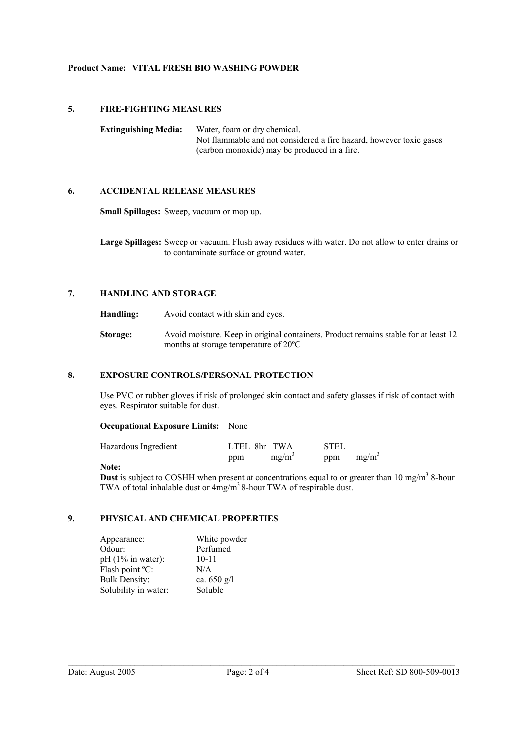**Product Name: VITAL FRESH BIO WASHING POWDER**

## 5. FIRE-FIGHTING MEASURES

**Extinguishing Media:** Water, foam or dry chemical.
Not flammable and not considered a fire hazard, however toxic gases (carbon monoxide) may be produced in a fire.

## 6. ACCIDENTAL RELEASE MEASURES

**Small Spillages:** Sweep, vacuum or mop up.

**Large Spillages:** Sweep or vacuum. Flush away residues with water. Do not allow to enter drains or to contaminate surface or ground water.

## 7. HANDLING AND STORAGE

**Handling:** Avoid contact with skin and eyes.

**Storage:** Avoid moisture. Keep in original containers. Product remains stable for at least 12 months at storage temperature of 20ºC

## 8. EXPOSURE CONTROLS/PERSONAL PROTECTION

Use PVC or rubber gloves if risk of prolonged skin contact and safety glasses if risk of contact with eyes. Respirator suitable for dust.

**Occupational Exposure Limits:** None

| Hazardous Ingredient | LTEL 8hr TWA | | STEL | |
|---|---|---|---|---|
| | ppm | $mg/m^3$ | ppm | $mg/m^3$ |

**Note:**
**Dust** is subject to COSHH when present at concentrations equal to or greater than 10 $mg/m^3$ 8-hour TWA of total inhalable dust or 4$mg/m^3$ 8-hour TWA of respirable dust.

## 9. PHYSICAL AND CHEMICAL PROPERTIES

| | |
|---|---|
| Appearance: | White powder |
| Odour: | Perfumed |
| pH (1% in water): | 10-11 |
| Flash point ºC: | N/A |
| Bulk Density: | ca. 650 g/l |
| Solubility in water: | Soluble |

Date: August 2005 Sheet Ref: SD 800-509-0013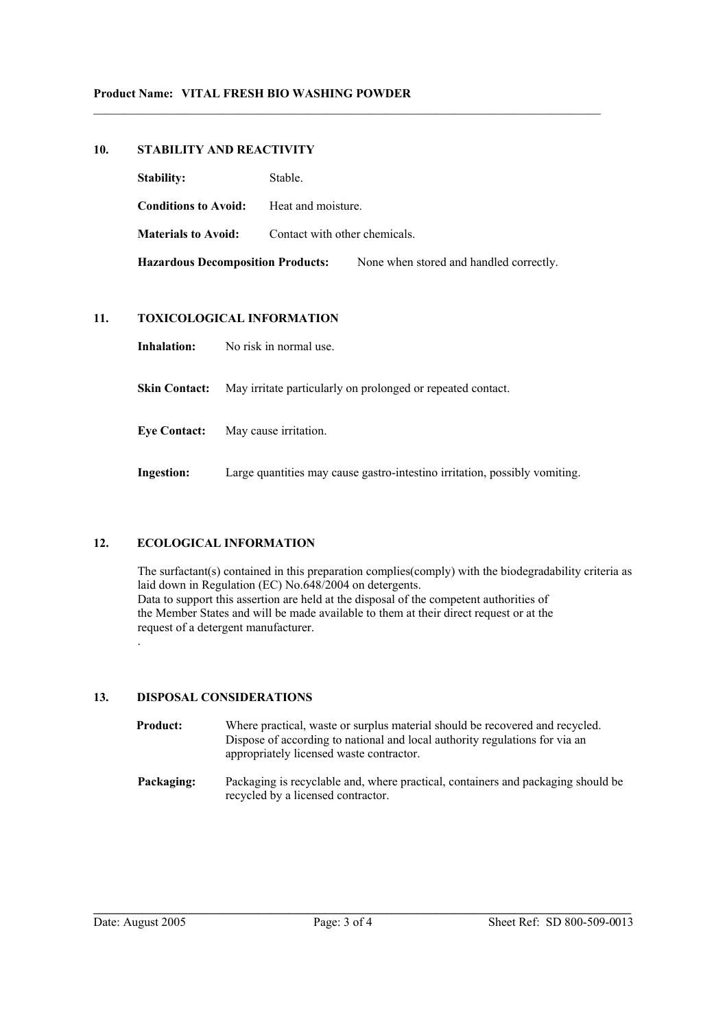## 10. STABILITY AND REACTIVITY

**Stability:** Stable.

**Conditions to Avoid:** Heat and moisture.

**Materials to Avoid:** Contact with other chemicals.

**Hazardous Decomposition Products:** None when stored and handled correctly.

## 11. TOXICOLOGICAL INFORMATION

**Inhalation:** No risk in normal use.

**Skin Contact:** May irritate particularly on prolonged or repeated contact.

**Eye Contact:** May cause irritation.

**Ingestion:** Large quantities may cause gastro-intestino irritation, possibly vomiting.

## 12. ECOLOGICAL INFORMATION

The surfactant(s) contained in this preparation complies(comply) with the biodegradability criteria as laid down in Regulation (EC) No.648/2004 on detergents.
Data to support this assertion are held at the disposal of the competent authorities of the Member States and will be made available to them at their direct request or at the request of a detergent manufacturer.
.

## 13. DISPOSAL CONSIDERATIONS

**Product:** Where practical, waste or surplus material should be recovered and recycled. Dispose of according to national and local authority regulations for via an appropriately licensed waste contractor.

**Packaging:** Packaging is recyclable and, where practical, containers and packaging should be recycled by a licensed contractor.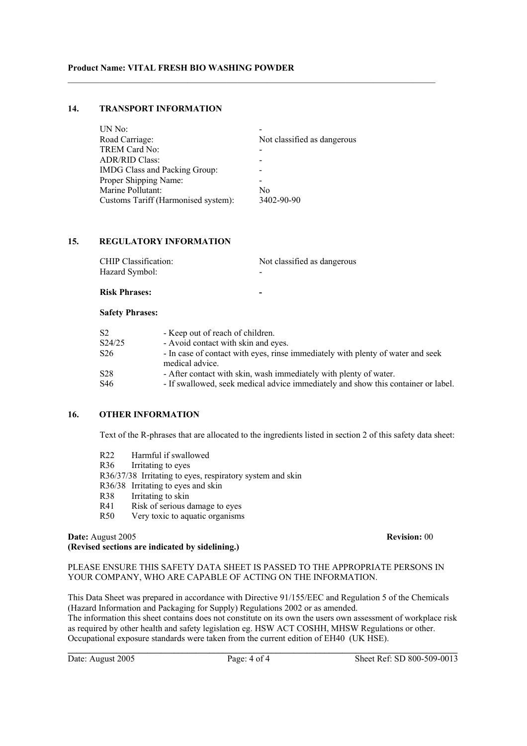## 14. TRANSPORT INFORMATION

| | |
|---|---|
| UN No: | - |
| Road Carriage: | Not classified as dangerous |
| TREM Card No: | - |
| ADR/RID Class: | - |
| IMDG Class and Packing Group: | - |
| Proper Shipping Name: | - |
| Marine Pollutant: | No |
| Customs Tariff (Harmonised system): | 3402-90-90 |

## 15. REGULATORY INFORMATION

| | |
|---|---|
| CHIP Classification: | Not classified as dangerous |
| Hazard Symbol: | - |

**Risk Phrases:** **-**

**Safety Phrases:**

| | |
|---|---|
| S2 | - Keep out of reach of children. |
| S24/25 | - Avoid contact with skin and eyes. |
| S26 | - In case of contact with eyes, rinse immediately with plenty of water and seek medical advice. |
| S28 | - After contact with skin, wash immediately with plenty of water. |
| S46 | - If swallowed, seek medical advice immediately and show this container or label. |

## 16. OTHER INFORMATION

Text of the R-phrases that are allocated to the ingredients listed in section 2 of this safety data sheet:

R22 Harmful if swallowed
R36 Irritating to eyes
R36/37/38 Irritating to eyes, respiratory system and skin
R36/38 Irritating to eyes and skin
R38 Irritating to skin
R41 Risk of serious damage to eyes
R50 Very toxic to aquatic organisms

**Date:** August 2005 **Revision:** 00
**(Revised sections are indicated by sidelining.)**

PLEASE ENSURE THIS SAFETY DATA SHEET IS PASSED TO THE APPROPRIATE PERSONS IN YOUR COMPANY, WHO ARE CAPABLE OF ACTING ON THE INFORMATION.

This Data Sheet was prepared in accordance with Directive 91/155/EEC and Regulation 5 of the Chemicals (Hazard Information and Packaging for Supply) Regulations 2002 or as amended.
The information this sheet contains does not constitute on its own the users own assessment of workplace risk as required by other health and safety legislation eg. HSW ACT COSHH, MHSW Regulations or other.
Occupational exposure standards were taken from the current edition of EH40 (UK HSE).